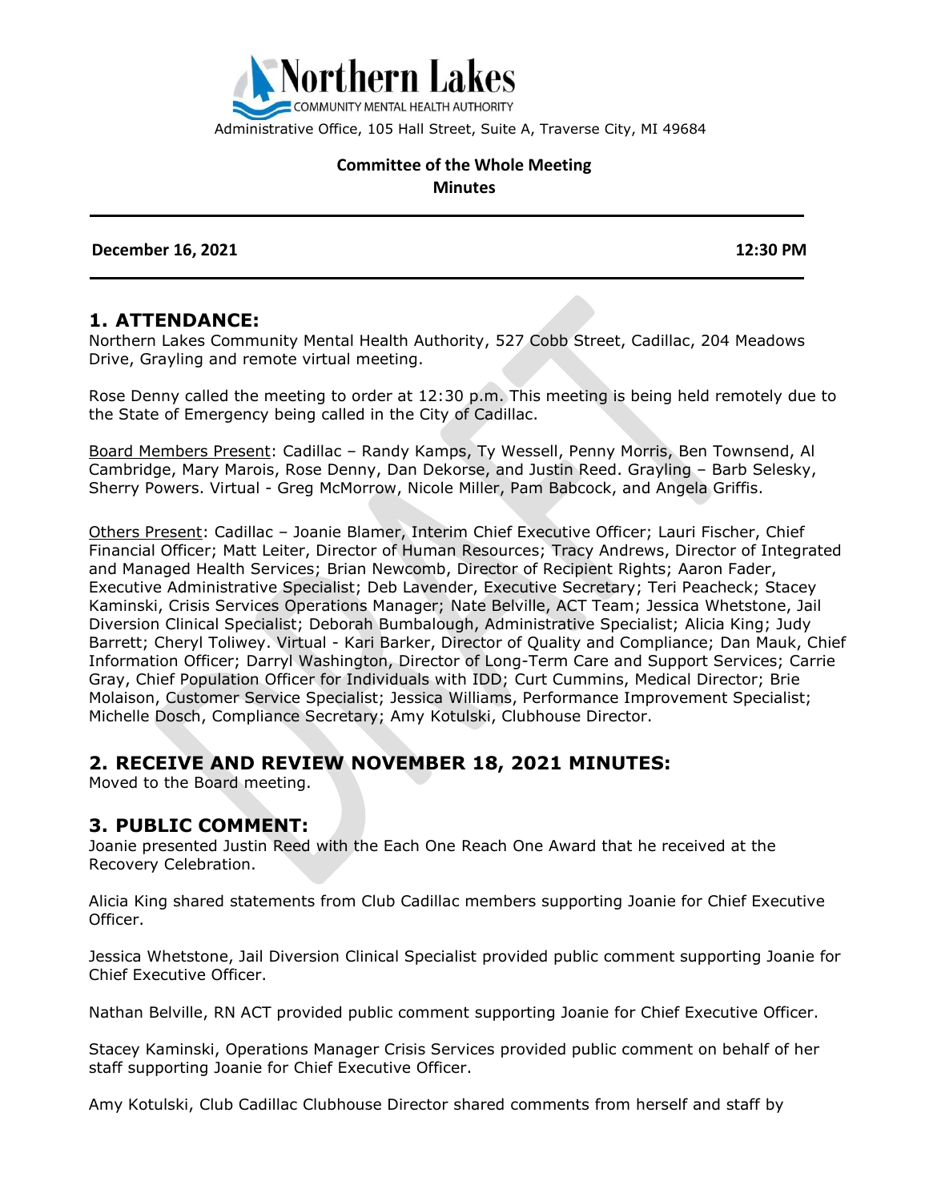Northern Lakes
COMMUNITY MENTAL HEALTH AUTHORITY
Administrative Office, 105 Hall Street, Suite A, Traverse City, MI 49684

**Committee of the Whole Meeting**
**Minutes**

**December 16, 2021** **12:30 PM**

## 1. ATTENDANCE:

Northern Lakes Community Mental Health Authority, 527 Cobb Street, Cadillac, 204 Meadows Drive, Grayling and remote virtual meeting.

Rose Denny called the meeting to order at 12:30 p.m. This meeting is being held remotely due to the State of Emergency being called in the City of Cadillac.

Board Members Present: Cadillac – Randy Kamps, Ty Wessell, Penny Morris, Ben Townsend, Al Cambridge, Mary Marois, Rose Denny, Dan Dekorse, and Justin Reed. Grayling – Barb Selesky, Sherry Powers. Virtual - Greg McMorrow, Nicole Miller, Pam Babcock, and Angela Griffis.

Others Present: Cadillac – Joanie Blamer, Interim Chief Executive Officer; Lauri Fischer, Chief Financial Officer; Matt Leiter, Director of Human Resources; Tracy Andrews, Director of Integrated and Managed Health Services; Brian Newcomb, Director of Recipient Rights; Aaron Fader, Executive Administrative Specialist; Deb Lavender, Executive Secretary; Teri Peacheck; Stacey Kaminski, Crisis Services Operations Manager; Nate Belville, ACT Team; Jessica Whetstone, Jail Diversion Clinical Specialist; Deborah Bumbalough, Administrative Specialist; Alicia King; Judy Barrett; Cheryl Toliwey. Virtual - Kari Barker, Director of Quality and Compliance; Dan Mauk, Chief Information Officer; Darryl Washington, Director of Long-Term Care and Support Services; Carrie Gray, Chief Population Officer for Individuals with IDD; Curt Cummins, Medical Director; Brie Molaison, Customer Service Specialist; Jessica Williams, Performance Improvement Specialist; Michelle Dosch, Compliance Secretary; Amy Kotulski, Clubhouse Director.

## 2. RECEIVE AND REVIEW NOVEMBER 18, 2021 MINUTES:

Moved to the Board meeting.

## 3. PUBLIC COMMENT:

Joanie presented Justin Reed with the Each One Reach One Award that he received at the Recovery Celebration.

Alicia King shared statements from Club Cadillac members supporting Joanie for Chief Executive Officer.

Jessica Whetstone, Jail Diversion Clinical Specialist provided public comment supporting Joanie for Chief Executive Officer.

Nathan Belville, RN ACT provided public comment supporting Joanie for Chief Executive Officer.

Stacey Kaminski, Operations Manager Crisis Services provided public comment on behalf of her staff supporting Joanie for Chief Executive Officer.

Amy Kotulski, Club Cadillac Clubhouse Director shared comments from herself and staff by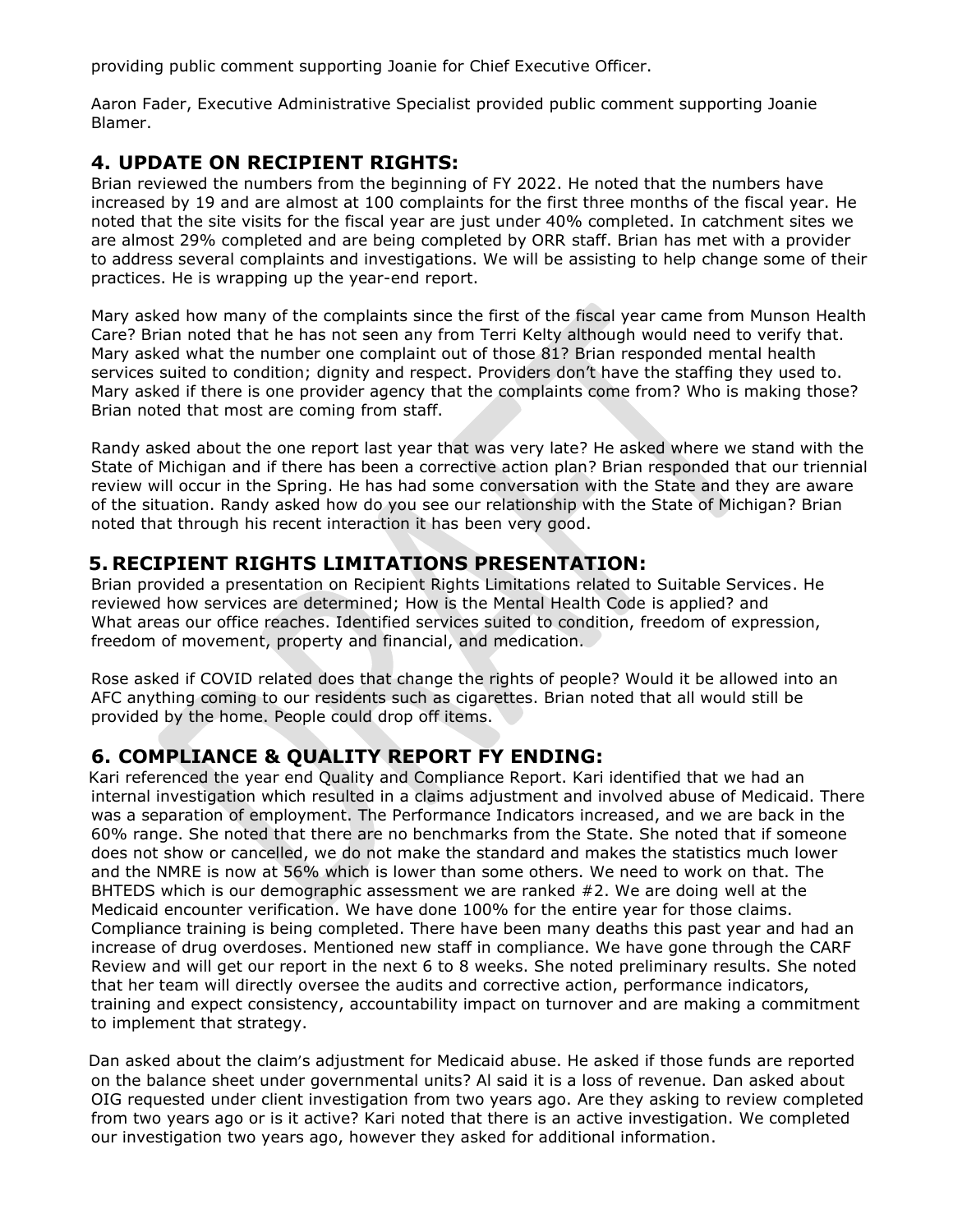providing public comment supporting Joanie for Chief Executive Officer.

Aaron Fader, Executive Administrative Specialist provided public comment supporting Joanie Blamer.

## 4. UPDATE ON RECIPIENT RIGHTS:

Brian reviewed the numbers from the beginning of FY 2022. He noted that the numbers have increased by 19 and are almost at 100 complaints for the first three months of the fiscal year. He noted that the site visits for the fiscal year are just under 40% completed. In catchment sites we are almost 29% completed and are being completed by ORR staff. Brian has met with a provider to address several complaints and investigations. We will be assisting to help change some of their practices. He is wrapping up the year-end report.

Mary asked how many of the complaints since the first of the fiscal year came from Munson Health Care? Brian noted that he has not seen any from Terri Kelty although would need to verify that. Mary asked what the number one complaint out of those 81? Brian responded mental health services suited to condition; dignity and respect. Providers don't have the staffing they used to. Mary asked if there is one provider agency that the complaints come from? Who is making those? Brian noted that most are coming from staff.

Randy asked about the one report last year that was very late? He asked where we stand with the State of Michigan and if there has been a corrective action plan? Brian responded that our triennial review will occur in the Spring. He has had some conversation with the State and they are aware of the situation. Randy asked how do you see our relationship with the State of Michigan? Brian noted that through his recent interaction it has been very good.

## 5. RECIPIENT RIGHTS LIMITATIONS PRESENTATION:

Brian provided a presentation on Recipient Rights Limitations related to Suitable Services. He reviewed how services are determined; How is the Mental Health Code is applied? and What areas our office reaches. Identified services suited to condition, freedom of expression, freedom of movement, property and financial, and medication.

Rose asked if COVID related does that change the rights of people? Would it be allowed into an AFC anything coming to our residents such as cigarettes. Brian noted that all would still be provided by the home. People could drop off items.

## 6. COMPLIANCE & QUALITY REPORT FY ENDING:

Kari referenced the year end Quality and Compliance Report. Kari identified that we had an internal investigation which resulted in a claims adjustment and involved abuse of Medicaid. There was a separation of employment. The Performance Indicators increased, and we are back in the 60% range. She noted that there are no benchmarks from the State. She noted that if someone does not show or cancelled, we do not make the standard and makes the statistics much lower and the NMRE is now at 56% which is lower than some others. We need to work on that. The BHTEDS which is our demographic assessment we are ranked #2. We are doing well at the Medicaid encounter verification. We have done 100% for the entire year for those claims. Compliance training is being completed. There have been many deaths this past year and had an increase of drug overdoses. Mentioned new staff in compliance. We have gone through the CARF Review and will get our report in the next 6 to 8 weeks. She noted preliminary results. She noted that her team will directly oversee the audits and corrective action, performance indicators, training and expect consistency, accountability impact on turnover and are making a commitment to implement that strategy.

Dan asked about the claim's adjustment for Medicaid abuse. He asked if those funds are reported on the balance sheet under governmental units? Al said it is a loss of revenue. Dan asked about OIG requested under client investigation from two years ago. Are they asking to review completed from two years ago or is it active? Kari noted that there is an active investigation. We completed our investigation two years ago, however they asked for additional information.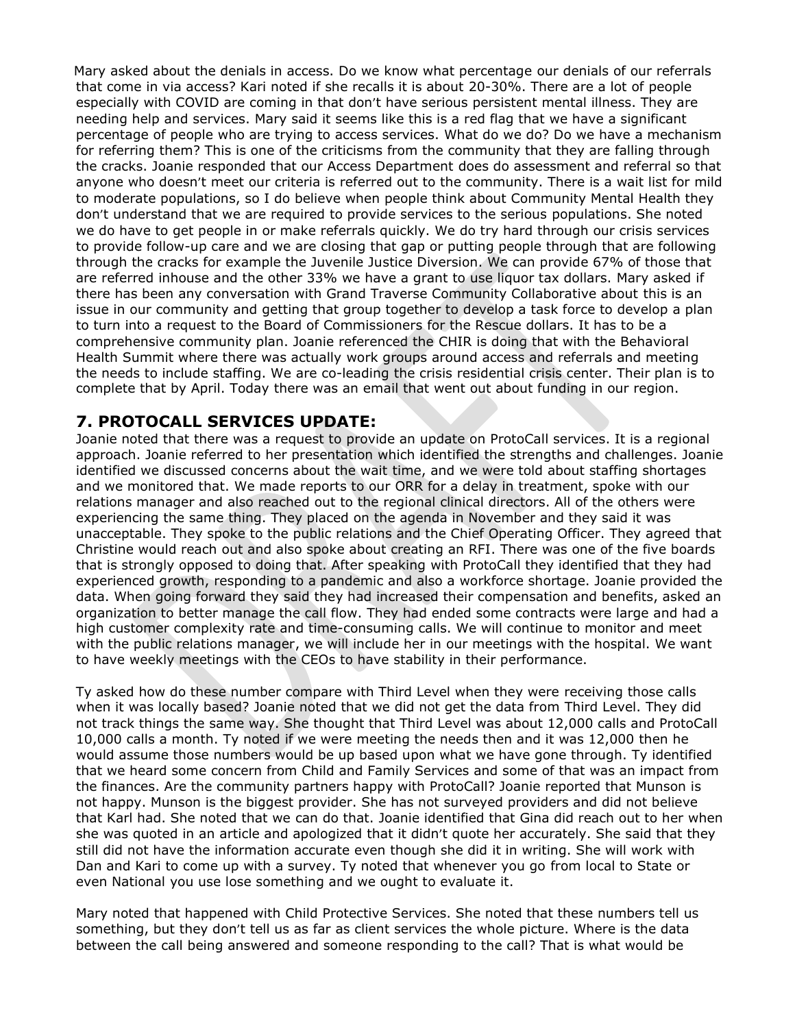Mary asked about the denials in access. Do we know what percentage our denials of our referrals that come in via access? Kari noted if she recalls it is about 20-30%. There are a lot of people especially with COVID are coming in that don't have serious persistent mental illness. They are needing help and services. Mary said it seems like this is a red flag that we have a significant percentage of people who are trying to access services. What do we do? Do we have a mechanism for referring them? This is one of the criticisms from the community that they are falling through the cracks. Joanie responded that our Access Department does do assessment and referral so that anyone who doesn't meet our criteria is referred out to the community. There is a wait list for mild to moderate populations, so I do believe when people think about Community Mental Health they don't understand that we are required to provide services to the serious populations. She noted we do have to get people in or make referrals quickly. We do try hard through our crisis services to provide follow-up care and we are closing that gap or putting people through that are following through the cracks for example the Juvenile Justice Diversion. We can provide 67% of those that are referred inhouse and the other 33% we have a grant to use liquor tax dollars. Mary asked if there has been any conversation with Grand Traverse Community Collaborative about this is an issue in our community and getting that group together to develop a task force to develop a plan to turn into a request to the Board of Commissioners for the Rescue dollars. It has to be a comprehensive community plan. Joanie referenced the CHIR is doing that with the Behavioral Health Summit where there was actually work groups around access and referrals and meeting the needs to include staffing. We are co-leading the crisis residential crisis center. Their plan is to complete that by April. Today there was an email that went out about funding in our region.

## 7. PROTOCALL SERVICES UPDATE:

Joanie noted that there was a request to provide an update on ProtoCall services. It is a regional approach. Joanie referred to her presentation which identified the strengths and challenges. Joanie identified we discussed concerns about the wait time, and we were told about staffing shortages and we monitored that. We made reports to our ORR for a delay in treatment, spoke with our relations manager and also reached out to the regional clinical directors. All of the others were experiencing the same thing. They placed on the agenda in November and they said it was unacceptable. They spoke to the public relations and the Chief Operating Officer. They agreed that Christine would reach out and also spoke about creating an RFI. There was one of the five boards that is strongly opposed to doing that. After speaking with ProtoCall they identified that they had experienced growth, responding to a pandemic and also a workforce shortage. Joanie provided the data. When going forward they said they had increased their compensation and benefits, asked an organization to better manage the call flow. They had ended some contracts were large and had a high customer complexity rate and time-consuming calls. We will continue to monitor and meet with the public relations manager, we will include her in our meetings with the hospital. We want to have weekly meetings with the CEOs to have stability in their performance.

Ty asked how do these number compare with Third Level when they were receiving those calls when it was locally based? Joanie noted that we did not get the data from Third Level. They did not track things the same way. She thought that Third Level was about 12,000 calls and ProtoCall 10,000 calls a month. Ty noted if we were meeting the needs then and it was 12,000 then he would assume those numbers would be up based upon what we have gone through. Ty identified that we heard some concern from Child and Family Services and some of that was an impact from the finances. Are the community partners happy with ProtoCall? Joanie reported that Munson is not happy. Munson is the biggest provider. She has not surveyed providers and did not believe that Karl had. She noted that we can do that. Joanie identified that Gina did reach out to her when she was quoted in an article and apologized that it didn't quote her accurately. She said that they still did not have the information accurate even though she did it in writing. She will work with Dan and Kari to come up with a survey. Ty noted that whenever you go from local to State or even National you use lose something and we ought to evaluate it.

Mary noted that happened with Child Protective Services. She noted that these numbers tell us something, but they don't tell us as far as client services the whole picture. Where is the data between the call being answered and someone responding to the call? That is what would be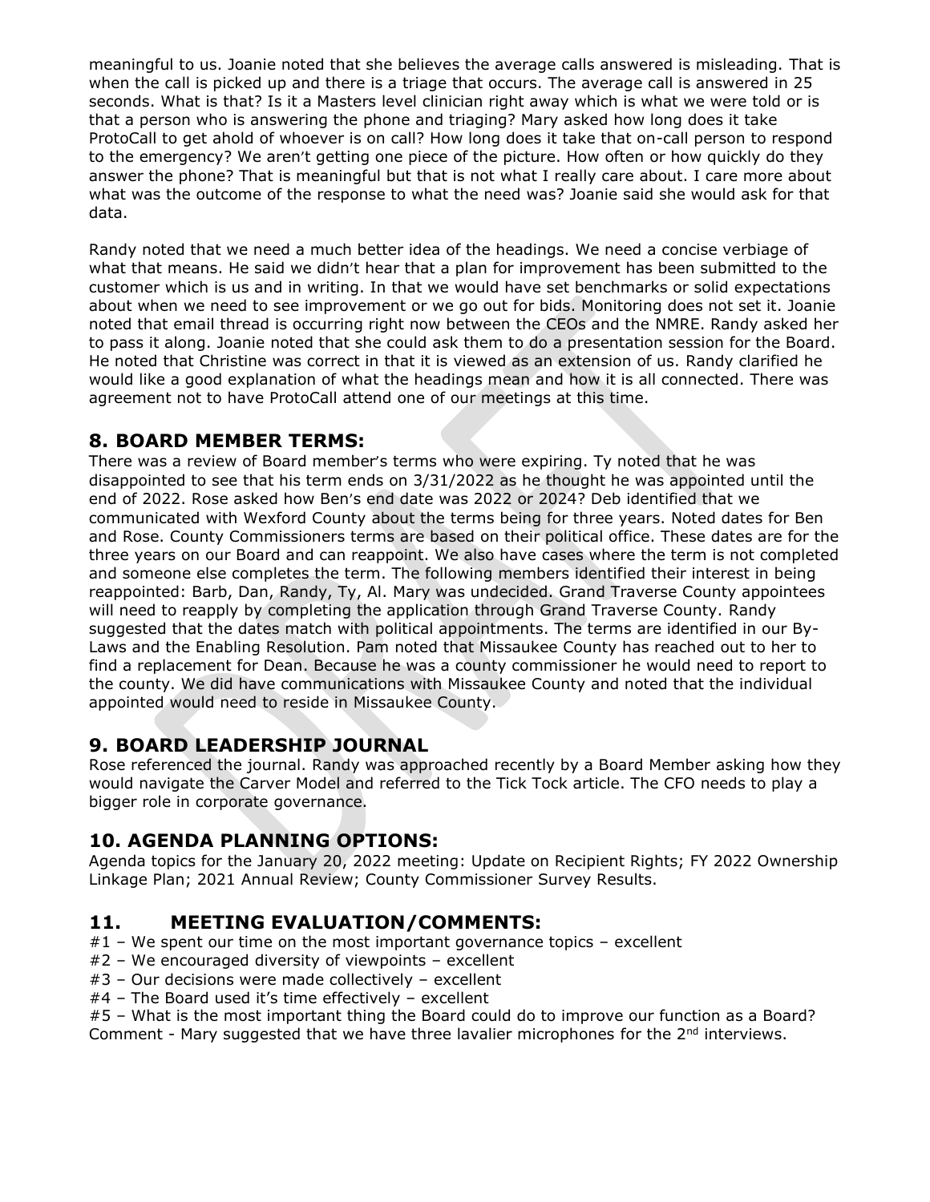meaningful to us. Joanie noted that she believes the average calls answered is misleading. That is when the call is picked up and there is a triage that occurs. The average call is answered in 25 seconds. What is that? Is it a Masters level clinician right away which is what we were told or is that a person who is answering the phone and triaging? Mary asked how long does it take ProtoCall to get ahold of whoever is on call? How long does it take that on-call person to respond to the emergency? We aren't getting one piece of the picture. How often or how quickly do they answer the phone? That is meaningful but that is not what I really care about. I care more about what was the outcome of the response to what the need was? Joanie said she would ask for that data.

Randy noted that we need a much better idea of the headings. We need a concise verbiage of what that means. He said we didn't hear that a plan for improvement has been submitted to the customer which is us and in writing. In that we would have set benchmarks or solid expectations about when we need to see improvement or we go out for bids. Monitoring does not set it. Joanie noted that email thread is occurring right now between the CEOs and the NMRE. Randy asked her to pass it along. Joanie noted that she could ask them to do a presentation session for the Board. He noted that Christine was correct in that it is viewed as an extension of us. Randy clarified he would like a good explanation of what the headings mean and how it is all connected. There was agreement not to have ProtoCall attend one of our meetings at this time.

## 8. BOARD MEMBER TERMS:

There was a review of Board member's terms who were expiring. Ty noted that he was disappointed to see that his term ends on 3/31/2022 as he thought he was appointed until the end of 2022. Rose asked how Ben's end date was 2022 or 2024? Deb identified that we communicated with Wexford County about the terms being for three years. Noted dates for Ben and Rose. County Commissioners terms are based on their political office. These dates are for the three years on our Board and can reappoint. We also have cases where the term is not completed and someone else completes the term. The following members identified their interest in being reappointed: Barb, Dan, Randy, Ty, Al. Mary was undecided. Grand Traverse County appointees will need to reapply by completing the application through Grand Traverse County. Randy suggested that the dates match with political appointments. The terms are identified in our By-Laws and the Enabling Resolution. Pam noted that Missaukee County has reached out to her to find a replacement for Dean. Because he was a county commissioner he would need to report to the county. We did have communications with Missaukee County and noted that the individual appointed would need to reside in Missaukee County.

## 9. BOARD LEADERSHIP JOURNAL

Rose referenced the journal. Randy was approached recently by a Board Member asking how they would navigate the Carver Model and referred to the Tick Tock article. The CFO needs to play a bigger role in corporate governance.

## 10. AGENDA PLANNING OPTIONS:

Agenda topics for the January 20, 2022 meeting: Update on Recipient Rights; FY 2022 Ownership Linkage Plan; 2021 Annual Review; County Commissioner Survey Results.

## 11. MEETING EVALUATION/COMMENTS:

#1 – We spent our time on the most important governance topics – excellent
#2 – We encouraged diversity of viewpoints – excellent
#3 – Our decisions were made collectively – excellent
#4 – The Board used it's time effectively – excellent
#5 – What is the most important thing the Board could do to improve our function as a Board?
Comment - Mary suggested that we have three lavalier microphones for the 2nd interviews.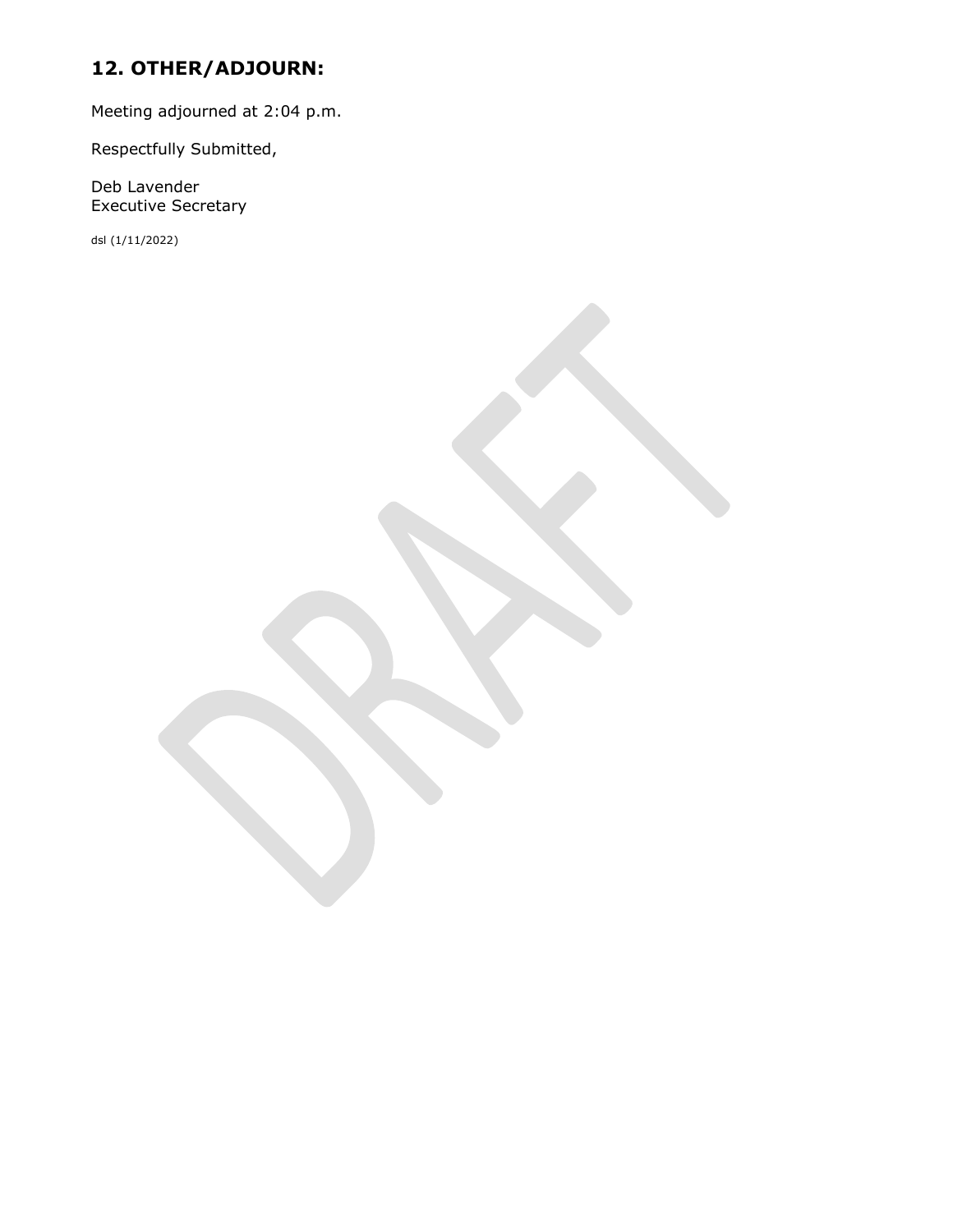## 12. OTHER/ADJOURN:

Meeting adjourned at 2:04 p.m.

Respectfully Submitted,

Deb Lavender
Executive Secretary

dsl (1/11/2022)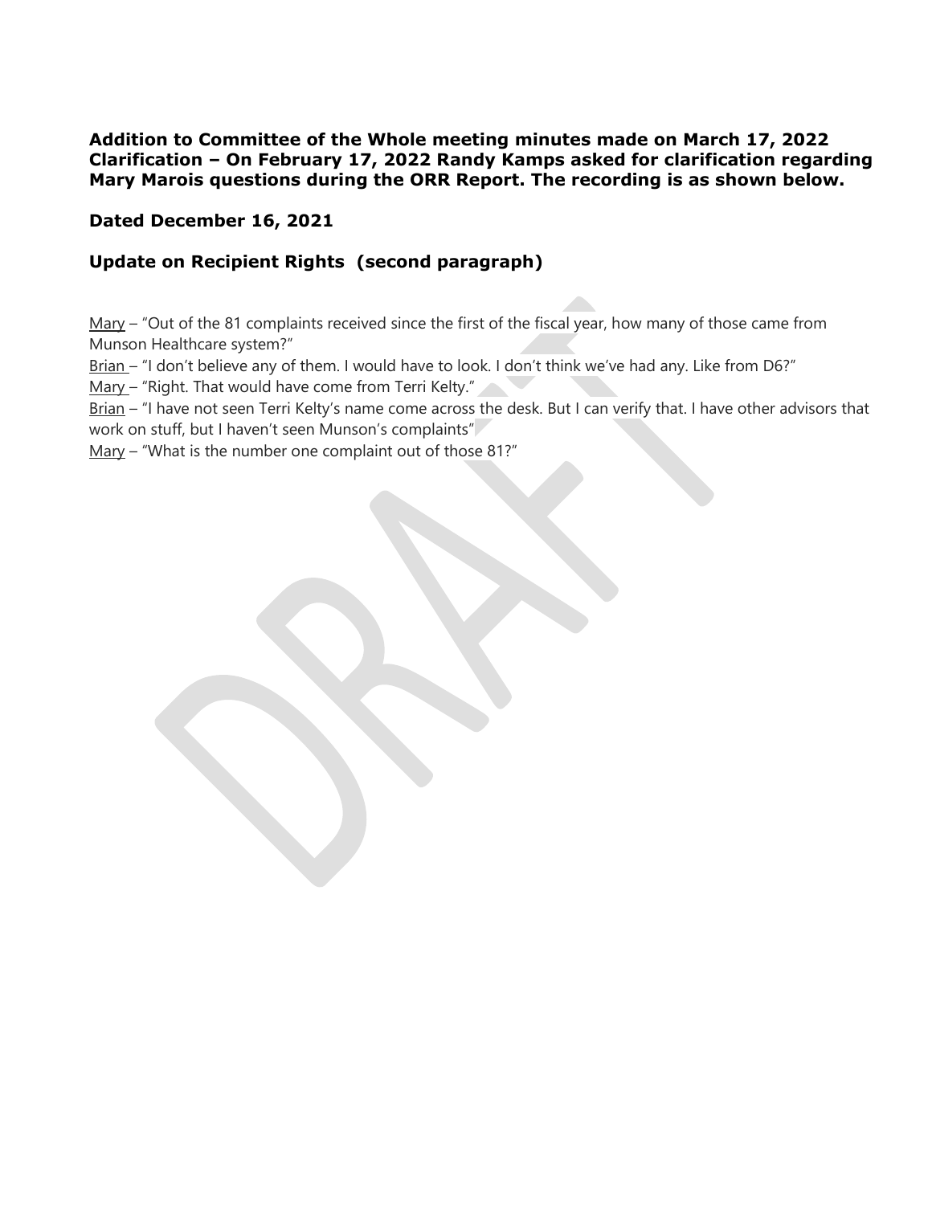**Addition to Committee of the Whole meeting minutes made on March 17, 2022 Clarification – On February 17, 2022 Randy Kamps asked for clarification regarding Mary Marois questions during the ORR Report. The recording is as shown below.**

**Dated December 16, 2021**

**Update on Recipient Rights (second paragraph)**

Mary – "Out of the 81 complaints received since the first of the fiscal year, how many of those came from Munson Healthcare system?"

Brian – "I don't believe any of them. I would have to look. I don't think we've had any. Like from D6?"

Mary – "Right. That would have come from Terri Kelty."

Brian – "I have not seen Terri Kelty's name come across the desk. But I can verify that. I have other advisors that work on stuff, but I haven't seen Munson's complaints"

Mary – "What is the number one complaint out of those 81?"